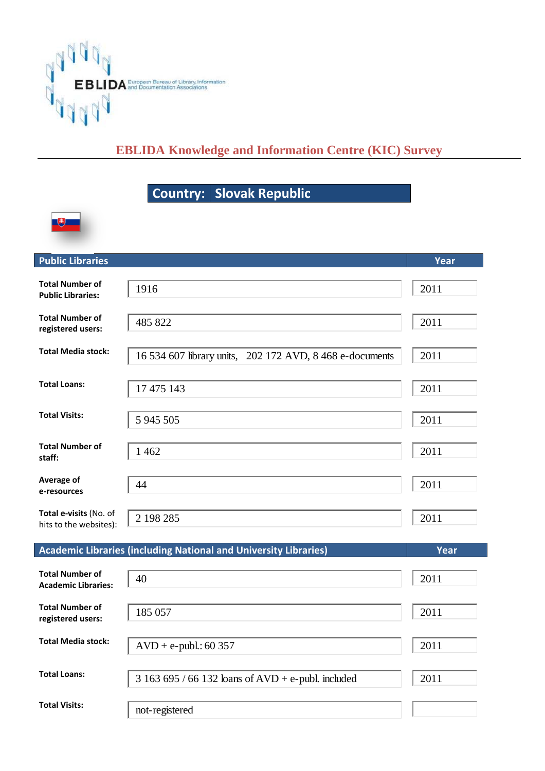EBLIDA European Bureau of Library, Information and Documentation Associations

## EBLIDA Knowledge and Information Centre (KIC) Survey

### Country: Slovak Republic

| Public Libraries | | Year |
|---|---|---|
| **Total Number of Public Libraries:** | 1916 | 2011 |
| **Total Number of registered users:** | 485 822 | 2011 |
| **Total Media stock:** | 16 534 607 library units, 202 172 AVD, 8 468 e-documents | 2011 |
| **Total Loans:** | 17 475 143 | 2011 |
| **Total Visits:** | 5 945 505 | 2011 |
| **Total Number of staff:** | 1 462 | 2011 |
| **Average of e-resources** | 44 | 2011 |
| **Total e-visits** (No. of hits to the websites): | 2 198 285 | 2011 |

| Academic Libraries (including National and University Libraries) | | Year |
|---|---|---|
| **Total Number of Academic Libraries:** | 40 | 2011 |
| **Total Number of registered users:** | 185 057 | 2011 |
| **Total Media stock:** | AVD + e-publ.: 60 357 | 2011 |
| **Total Loans:** | 3 163 695 / 66 132 loans of AVD + e-publ. included | 2011 |
| **Total Visits:** | not-registered | |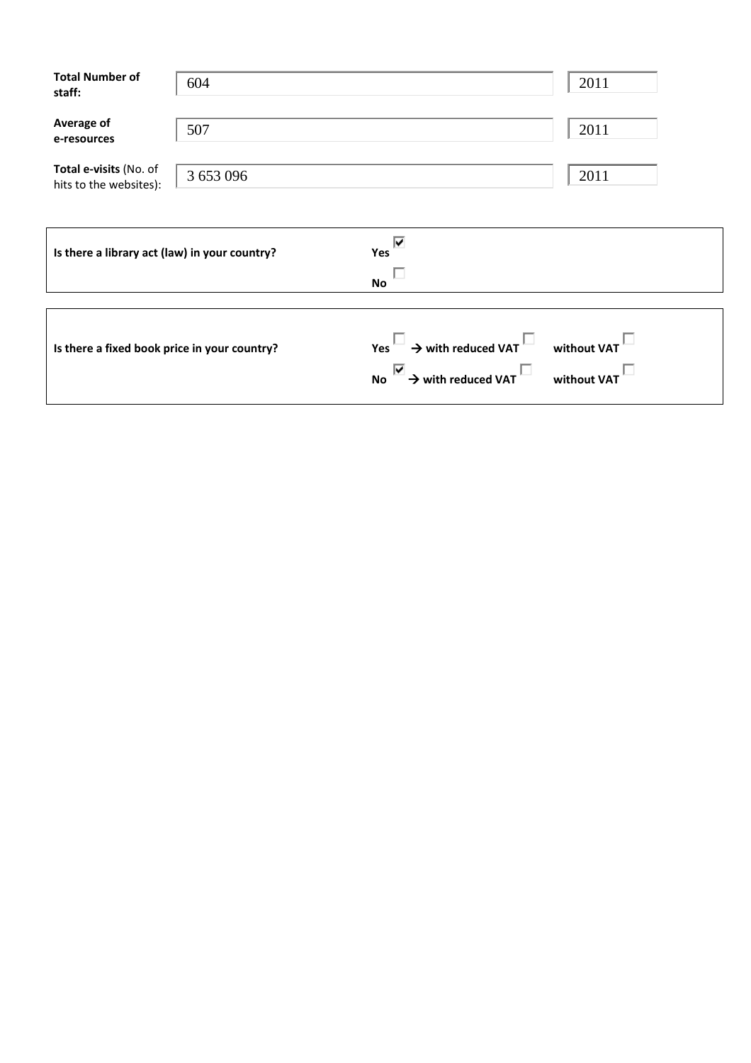| | | |
|---|---|---|
| **Total Number of staff:** | 604 | 2011 |
| **Average of e-resources** | 507 | 2011 |
| **Total e-visits** (No. of hits to the websites): | 3 653 096 | 2011 |

| | |
|---|---|
| **Is there a library act (law) in your country?** | **Yes** ☑ <br> **No** ☐ |

| | | | |
|---|---|---|---|
| **Is there a fixed book price in your country?** | **Yes** ☐ | **→ with reduced VAT** ☐ | **without VAT** ☐ |
| | **No** ☑ | **→ with reduced VAT** ☐ | **without VAT** ☐ |